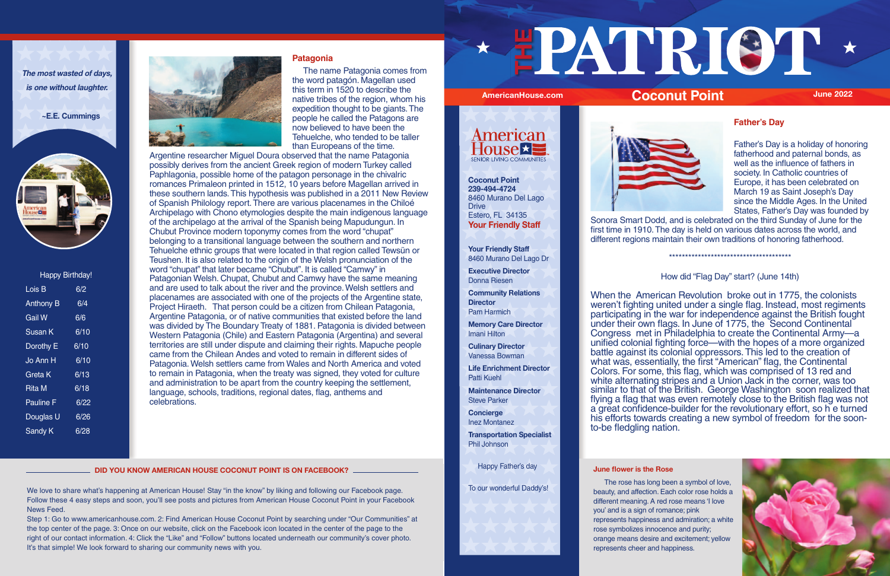# THE PATRIOT

AmericanHouse.com

## Coconut Point

June 2022

*The most wasted of days, is one without laughter.*

~E.E. Cummings

Happy Birthday!

| Name | Date |
|---|---|
| Lois B | 6/2 |
| Anthony B | 6/4 |
| Gail W | 6/6 |
| Susan K | 6/10 |
| Dorothy E | 6/10 |
| Jo Ann H | 6/10 |
| Greta K | 6/13 |
| Rita M | 6/18 |
| Pauline F | 6/22 |
| Douglas U | 6/26 |
| Sandy K | 6/28 |

### Patagonia

The name Patagonia comes from the word patagón. Magellan used this term in 1520 to describe the native tribes of the region, whom his expedition thought to be giants. The people he called the Patagons are now believed to have been the Tehuelche, who tended to be taller than Europeans of the time.

Argentine researcher Miguel Doura observed that the name Patagonia possibly derives from the ancient Greek region of modern Turkey called Paphlagonia, possible home of the patagon personage in the chivalric romances Primaleon printed in 1512, 10 years before Magellan arrived in these southern lands. This hypothesis was published in a 2011 New Review of Spanish Philology report. There are various placenames in the Chiloé Archipelago with Chono etymologies despite the main indigenous language of the archipelago at the arrival of the Spanish being Mapudungun. In Chubut Province modern toponymy comes from the word "chupat" belonging to a transitional language between the southern and northern Tehuelche ethnic groups that were located in that region called Tewsün or Teushen. It is also related to the origin of the Welsh pronunciation of the word "chupat" that later became "Chubut". It is called "Camwy" in Patagonian Welsh. Chupat, Chubut and Camwy have the same meaning and are used to talk about the river and the province. Welsh settlers and placenames are associated with one of the projects of the Argentine state, Project Hiraeth. That person could be a citizen from Chilean Patagonia, Argentine Patagonia, or of native communities that existed before the land was divided by The Boundary Treaty of 1881. Patagonia is divided between Western Patagonia (Chile) and Eastern Patagonia (Argentina) and several territories are still under dispute and claiming their rights. Mapuche people came from the Chilean Andes and voted to remain in different sides of Patagonia. Welsh settlers came from Wales and North America and voted to remain in Patagonia, when the treaty was signed, they voted for culture and administration to be apart from the country keeping the settlement, language, schools, traditions, regional dates, flag, anthems and celebrations.

**DID YOU KNOW AMERICAN HOUSE COCONUT POINT IS ON FACEBOOK?**

We love to share what's happening at American House! Stay "in the know" by liking and following our Facebook page. Follow these 4 easy steps and soon, you'll see posts and pictures from American House Coconut Point in your Facebook News Feed.

Step 1: Go to www.americanhouse.com. 2: Find American House Coconut Point by searching under "Our Communities" at the top center of the page. 3: Once on our website, click on the Facebook icon located in the center of the page to the right of our contact information. 4: Click the "Like" and "Follow" buttons located underneath our community's cover photo. It's that simple! We look forward to sharing our community news with you.

American House SENIOR LIVING COMMUNITIES

**Coconut Point**
**239-494-4724**
8460 Murano Del Lago Drive
Estero, FL 34135

**Your Friendly Staff**

**Your Friendly Staff**
8460 Murano Del Lago Dr

**Executive Director**
Donna Riesen

**Community Relations Director**
Pam Harmich

**Memory Care Director**
Imani Hilton

**Culinary Director**
Vanessa Bowman

**Life Enrichment Director**
Patti Kuehl

**Maintenance Director**
Steve Parker

**Concierge**
Inez Montanez

**Transportation Specialist**
Phil Johnson

Happy Father's day

To our wonderful Daddy's!

### Father's Day

Father's Day is a holiday of honoring fatherhood and paternal bonds, as well as the influence of fathers in society. In Catholic countries of Europe, it has been celebrated on March 19 as Saint Joseph's Day since the Middle Ages. In the United States, Father's Day was founded by Sonora Smart Dodd, and is celebrated on the third Sunday of June for the first time in 1910. The day is held on various dates across the world, and different regions maintain their own traditions of honoring fatherhood.

****************************************

How did "Flag Day" start? (June 14th)

When the American Revolution broke out in 1775, the colonists weren't fighting united under a single flag. Instead, most regiments participating in the war for independence against the British fought under their own flags. In June of 1775, the Second Continental Congress met in Philadelphia to create the Continental Army—a unified colonial fighting force—with the hopes of a more organized battle against its colonial oppressors. This led to the creation of what was, essentially, the first "American" flag, the Continental Colors. For some, this flag, which was comprised of 13 red and white alternating stripes and a Union Jack in the corner, was too similar to that of the British. George Washington soon realized that flying a flag that was even remotely close to the British flag was not a great confidence-builder for the revolutionary effort, so h e turned his efforts towards creating a new symbol of freedom for the soon-to-be fledgling nation.

### June flower is the Rose

The rose has long been a symbol of love, beauty, and affection. Each color rose holds a different meaning. A red rose means 'I love you' and is a sign of romance; pink represents happiness and admiration; a white rose symbolizes innocence and purity; orange means desire and excitement; yellow represents cheer and happiness.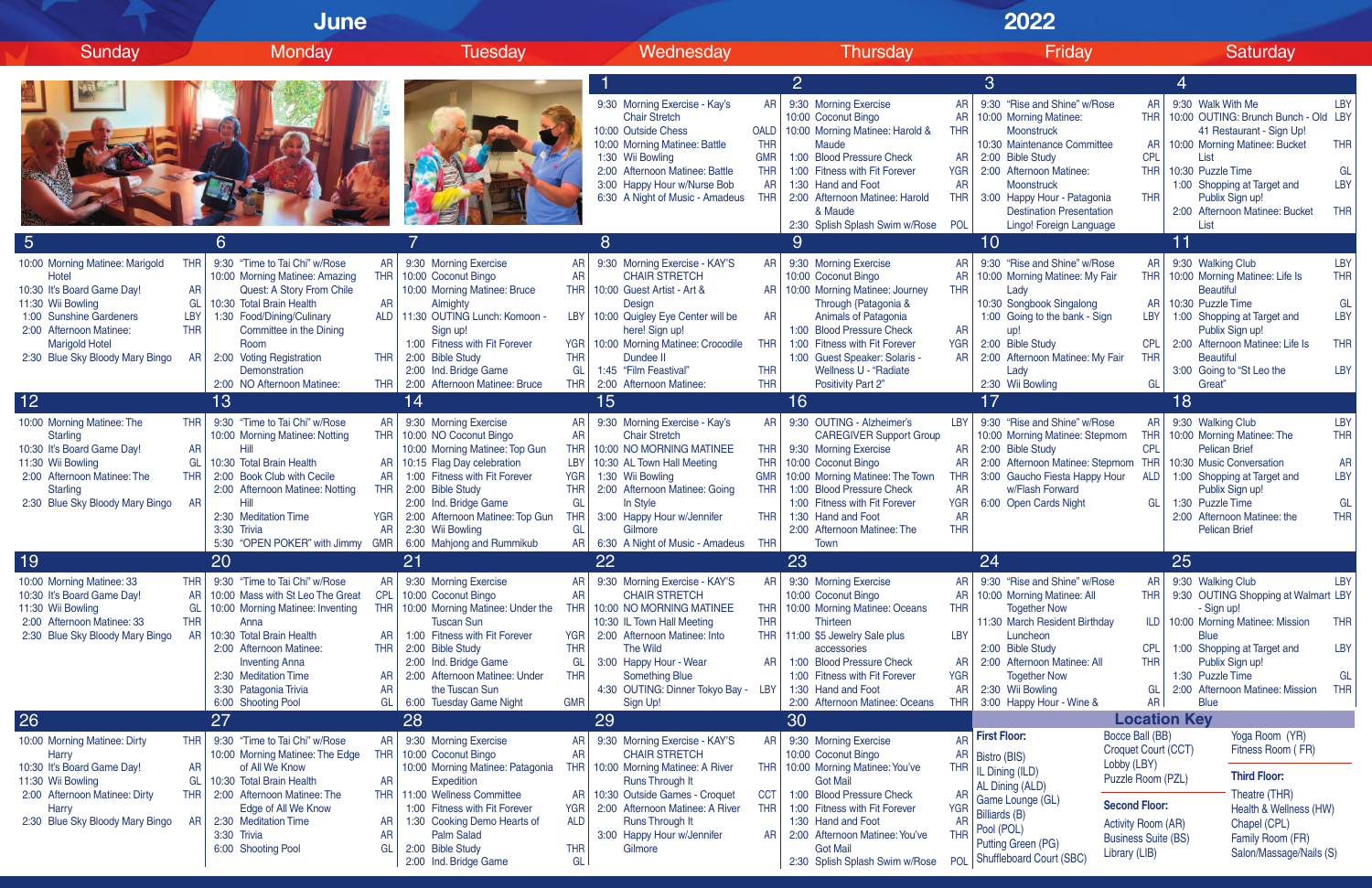# June 2022

| Sunday | Monday | Tuesday | Wednesday | Thursday | Friday | Saturday |
|---|---|---|---|---|---|---|
| | | | **1**<br>9:30 Morning Exercise - Kay's Chair Stretch AR<br>10:00 Outside Chess OALD<br>10:00 Morning Matinee: Battle THR<br>1:30 Wii Bowling GMR<br>2:00 Afternoon Matinee: Battle THR<br>3:00 Happy Hour w/Nurse Bob AR<br>6:30 A Night of Music - Amadeus THR | **2**<br>9:30 Morning Exercise AR<br>10:00 Coconut Bingo AR<br>10:00 Morning Matinee: Harold & Maude THR<br>1:00 Blood Pressure Check AR<br>1:00 Fitness with Fit Forever YGR<br>1:30 Hand and Foot AR<br>2:00 Afternoon Matinee: Harold & Maude THR<br>2:30 Splish Splash Swim w/Rose POL | **3**<br>9:30 "Rise and Shine" w/Rose AR<br>10:00 Morning Matinee: Moonstruck THR<br>10:30 Maintenance Committee AR<br>2:00 Bible Study CPL<br>2:00 Afternoon Matinee: Moonstruck THR<br>3:00 Happy Hour - Patagonia Destination Presentation THR<br>Lingo! Foreign Language | **4**<br>9:30 Walk With Me LBY<br>10:00 OUTING: Brunch Bunch - Old 41 Restaurant - Sign Up! LBY<br>10:00 Morning Matinee: Bucket List THR<br>10:30 Puzzle Time GL<br>1:00 Shopping at Target and Publix Sign up! LBY<br>2:00 Afternoon Matinee: Bucket List THR |
| **5**<br>10:00 Morning Matinee: Marigold Hotel THR<br>10:30 It's Board Game Day! AR<br>11:30 Wii Bowling GL<br>1:00 Sunshine Gardeners LBY<br>2:00 Afternoon Matinee: Marigold Hotel THR<br>2:30 Blue Sky Bloody Mary Bingo AR | **6**<br>9:30 "Time to Tai Chi" w/Rose AR<br>10:00 Morning Matinee: Amazing Quest: A Story From Chile THR<br>10:30 Total Brain Health AR<br>1:30 Food/Dining/Culinary Committee in the Dining Room ALD<br>2:00 Voting Registration Demonstration THR<br>2:00 NO Afternoon Matinee: THR | **7**<br>9:30 Morning Exercise AR<br>10:00 Coconut Bingo AR<br>10:00 Morning Matinee: Bruce Almighty THR<br>11:30 OUTING Lunch: Komoon - Sign up! LBY<br>1:00 Fitness with Fit Forever YGR<br>2:00 Bible Study THR<br>2:00 Ind. Bridge Game GL<br>2:00 Afternoon Matinee: Bruce THR | **8**<br>9:30 Morning Exercise - KAY'S CHAIR STRETCH AR<br>10:00 Guest Artist - Art & Design AR<br>10:00 Quigley Eye Care Center will be here! Sign up! AR<br>10:00 Morning Matinee: Crocodile Dundee II THR<br>1:45 "Film Feastival" THR<br>2:00 Afternoon Matinee: THR | **9**<br>9:30 Morning Exercise AR<br>10:00 Coconut Bingo AR<br>10:00 Morning Matinee: Journey Through (Patagonia & Animals of Patagonia THR<br>1:00 Blood Pressure Check AR<br>1:00 Fitness with Fit Forever YGR<br>1:00 Guest Speaker: Solaris - Wellness U - "Radiate Positivity Part 2" AR | **10**<br>9:30 "Rise and Shine" w/Rose AR<br>10:00 Morning Matinee: My Fair Lady THR<br>10:30 Songbook Singalong AR<br>1:00 Going to the bank - Sign up! LBY<br>2:00 Bible Study CPL<br>2:00 Afternoon Matinee: My Fair Lady THR<br>2:30 Wii Bowling GL | **11**<br>9:30 Walking Club LBY<br>10:00 Morning Matinee: Life Is Beautiful THR<br>10:30 Puzzle Time GL<br>1:00 Shopping at Target and Publix Sign up! LBY<br>2:00 Afternoon Matinee: Life Is Beautiful THR<br>3:00 Going to "St Leo the Great" LBY |
| **12**<br>10:00 Morning Matinee: The Starling THR<br>10:30 It's Board Game Day! AR<br>11:30 Wii Bowling GL<br>2:00 Afternoon Matinee: The Starling THR<br>2:30 Blue Sky Bloody Mary Bingo AR | **13**<br>9:30 "Time to Tai Chi" w/Rose AR<br>10:00 Morning Matinee: Notting Hill THR<br>10:30 Total Brain Health AR<br>2:00 Book Club with Cecile AR<br>2:00 Afternoon Matinee: Notting Hill THR<br>2:30 Meditation Time YGR<br>3:30 Trivia AR<br>5:30 "OPEN POKER" with Jimmy GMR | **14**<br>9:30 Morning Exercise AR<br>10:00 NO Coconut Bingo AR<br>10:00 Morning Matinee: Top Gun THR<br>10:15 Flag Day celebration LBY<br>1:00 Fitness with Fit Forever YGR<br>2:00 Bible Study THR<br>2:00 Ind. Bridge Game GL<br>2:00 Afternoon Matinee: Top Gun THR<br>2:30 Wii Bowling GL<br>6:00 Mahjong and Rummikub AR | **15**<br>9:30 Morning Exercise - Kay's Chair Stretch AR<br>10:00 NO MORNING MATINEE THR<br>10:30 AL Town Hall Meeting THR<br>1:30 Wii Bowling GMR<br>2:00 Afternoon Matinee: Going In Style THR<br>3:00 Happy Hour w/Jennifer Gilmore THR<br>6:30 A Night of Music - Amadeus THR | **16**<br>9:30 OUTING - Alzheimer's CAREGIVER Support Group LBY<br>9:30 Morning Exercise AR<br>10:00 Coconut Bingo AR<br>10:00 Morning Matinee: The Town THR<br>1:00 Blood Pressure Check AR<br>1:00 Fitness with Fit Forever YGR<br>1:30 Hand and Foot AR<br>2:00 Afternoon Matinee: The Town THR | **17**<br>9:30 "Rise and Shine" w/Rose AR<br>10:00 Morning Matinee: Stepmom THR<br>2:00 Bible Study CPL<br>2:00 Afternoon Matinee: Stepmom THR<br>3:00 Gaucho Fiesta Happy Hour w/Flash Forward ALD<br>6:00 Open Cards Night GL | **18**<br>9:30 Walking Club LBY<br>10:00 Morning Matinee: The Pelican Brief THR<br>10:30 Music Conversation AR<br>1:00 Shopping at Target and Publix Sign up! LBY<br>1:30 Puzzle Time GL<br>2:00 Afternoon Matinee: the Pelican Brief THR |
| **19**<br>10:00 Morning Matinee: 33 THR<br>10:30 It's Board Game Day! AR<br>11:30 Wii Bowling GL<br>2:00 Afternoon Matinee: 33 THR<br>2:30 Blue Sky Bloody Mary Bingo AR | **20**<br>9:30 "Time to Tai Chi" w/Rose AR<br>10:00 Mass with St Leo The Great CPL<br>10:00 Morning Matinee: Inventing Anna THR<br>10:30 Total Brain Health AR<br>2:00 Afternoon Matinee: Inventing Anna THR<br>2:30 Meditation Time AR<br>3:30 Patagonia Trivia AR<br>6:00 Shooting Pool GL | **21**<br>9:30 Morning Exercise AR<br>10:00 Coconut Bingo AR<br>10:00 Morning Matinee: Under the Tuscan Sun THR<br>1:00 Fitness with Fit Forever YGR<br>2:00 Bible Study THR<br>2:00 Ind. Bridge Game GL<br>2:00 Afternoon Matinee: Under the Tuscan Sun THR<br>6:00 Tuesday Game Night GMR | **22**<br>9:30 Morning Exercise - KAY'S CHAIR STRETCH AR<br>10:00 NO MORNING MATINEE THR<br>10:30 IL Town Hall Meeting THR<br>2:00 Afternoon Matinee: Into The Wild THR<br>3:00 Happy Hour - Wear Something Blue AR<br>4:30 OUTING: Dinner Tokyo Bay - Sign Up! LBY | **23**<br>9:30 Morning Exercise AR<br>10:00 Coconut Bingo AR<br>10:00 Morning Matinee: Oceans Thirteen THR<br>11:00 $5 Jewelry Sale plus accessories LBY<br>1:00 Blood Pressure Check AR<br>1:00 Fitness with Fit Forever YGR<br>1:30 Hand and Foot AR<br>2:00 Afternoon Matinee: Oceans THR | **24**<br>9:30 "Rise and Shine" w/Rose AR<br>10:00 Morning Matinee: All Together Now THR<br>11:30 March Resident Birthday Luncheon ILD<br>2:00 Bible Study CPL<br>2:00 Afternoon Matinee: All Together Now THR<br>2:30 Wii Bowling GL<br>3:00 Happy Hour - Wine & AR | **25**<br>9:30 Walking Club LBY<br>9:30 OUTING Shopping at Walmart - Sign up! LBY<br>10:00 Morning Matinee: Mission Blue THR<br>1:00 Shopping at Target and Publix Sign up! LBY<br>1:30 Puzzle Time GL<br>2:00 Afternoon Matinee: Mission Blue THR |
| **26**<br>10:00 Morning Matinee: Dirty Harry THR<br>10:30 It's Board Game Day! AR<br>11:30 Wii Bowling GL<br>2:00 Afternoon Matinee: Dirty Harry THR<br>2:30 Blue Sky Bloody Mary Bingo AR | **27**<br>9:30 "Time to Tai Chi" w/Rose AR<br>10:00 Morning Matinee: The Edge of All We Know THR<br>10:30 Total Brain Health AR<br>2:00 Afternoon Matinee: The Edge of All We Know THR<br>2:30 Meditation Time AR<br>3:30 Trivia AR<br>6:00 Shooting Pool GL | **28**<br>9:30 Morning Exercise AR<br>10:00 Coconut Bingo AR<br>10:00 Morning Matinee: Patagonia Expedition THR<br>11:00 Wellness Committee AR<br>1:00 Fitness with Fit Forever YGR<br>1:30 Cooking Demo Hearts of Palm Salad ALD<br>2:00 Bible Study THR<br>2:00 Ind. Bridge Game GL | **29**<br>9:30 Morning Exercise - KAY'S CHAIR STRETCH AR<br>10:00 Morning Matinee: A River Runs Through It THR<br>10:30 Outside Games - Croquet CCT<br>2:00 Afternoon Matinee: A River Runs Through It THR<br>3:00 Happy Hour w/Jennifer Gilmore AR | **30**<br>9:30 Morning Exercise AR<br>10:00 Coconut Bingo AR<br>10:00 Morning Matinee: You've Got Mail THR<br>1:00 Blood Pressure Check AR<br>1:00 Fitness with Fit Forever YGR<br>1:30 Hand and Foot AR<br>2:00 Afternoon Matinee: You've Got Mail THR<br>2:30 Splish Splash Swim w/Rose POL | | |

## Location Key

**First Floor:**
- Bistro (BIS)
- IL Dining (ILD)
- AL Dining (ALD)
- Game Lounge (GL)
- Billiards (B)
- Pool (POL)
- Putting Green (PG)
- Shuffleboard Court (SBC)
- Bocce Ball (BB)
- Croquet Court (CCT)
- Lobby (LBY)
- Puzzle Room (PZL)
- Yoga Room (YR)
- Fitness Room (FR)

**Second Floor:**
- Activity Room (AR)
- Business Suite (BS)
- Library (LIB)

**Third Floor:**
- Theatre (THR)
- Health & Wellness (HW)
- Chapel (CPL)
- Family Room (FR)
- Salon/Massage/Nails (S)